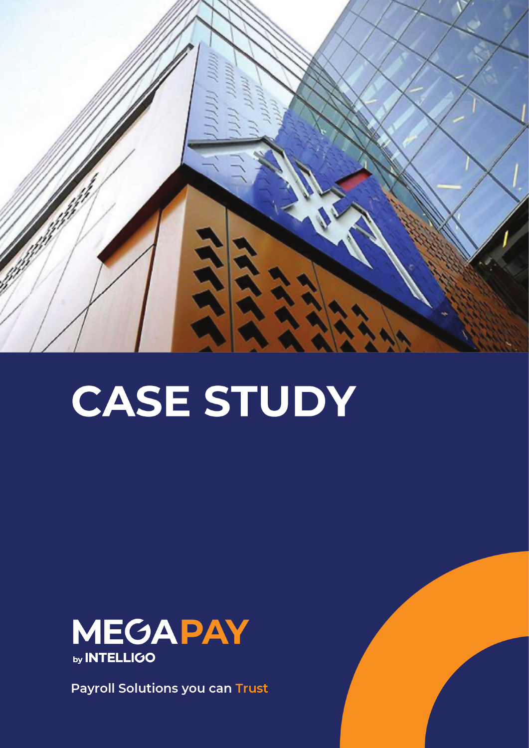# CASE STUDY

MEGAPAY
by INTELLIGO

Payroll Solutions you can Trust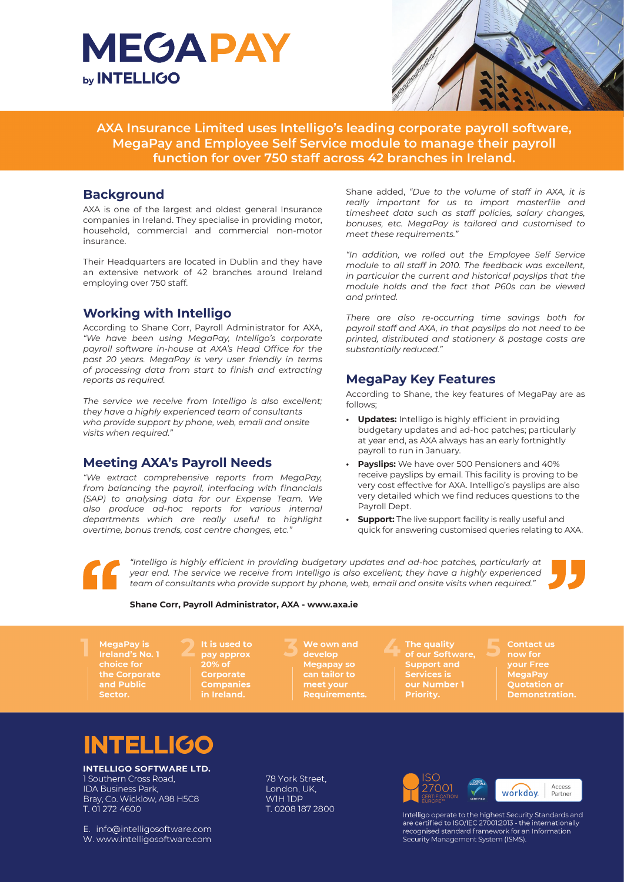# MEGAPAY

by INTELLIGO

**AXA Insurance Limited uses Intelligo's leading corporate payroll software, MegaPay and Employee Self Service module to manage their payroll function for over 750 staff across 42 branches in Ireland.**

## Background

AXA is one of the largest and oldest general Insurance companies in Ireland. They specialise in providing motor, household, commercial and commercial non-motor insurance.

Their Headquarters are located in Dublin and they have an extensive network of 42 branches around Ireland employing over 750 staff.

## Working with Intelligo

According to Shane Corr, Payroll Administrator for AXA, *"We have been using MegaPay, Intelligo's corporate payroll software in-house at AXA's Head Office for the past 20 years. MegaPay is very user friendly in terms of processing data from start to finish and extracting reports as required.*

*The service we receive from Intelligo is also excellent; they have a highly experienced team of consultants who provide support by phone, web, email and onsite visits when required."*

## Meeting AXA's Payroll Needs

*"We extract comprehensive reports from MegaPay, from balancing the payroll, interfacing with financials (SAP) to analysing data for our Expense Team. We also produce ad-hoc reports for various internal departments which are really useful to highlight overtime, bonus trends, cost centre changes, etc."*

Shane added, *"Due to the volume of staff in AXA, it is really important for us to import masterfile and timesheet data such as staff policies, salary changes, bonuses, etc. MegaPay is tailored and customised to meet these requirements."*

*"In addition, we rolled out the Employee Self Service module to all staff in 2010. The feedback was excellent, in particular the current and historical payslips that the module holds and the fact that P60s can be viewed and printed.*

*There are also re-occurring time savings both for payroll staff and AXA, in that payslips do not need to be printed, distributed and stationery & postage costs are substantially reduced."*

## MegaPay Key Features

According to Shane, the key features of MegaPay are as follows;

- **Updates:** Intelligo is highly efficient in providing budgetary updates and ad-hoc patches; particularly at year end, as AXA always has an early fortnightly payroll to run in January.
- **Payslips:** We have over 500 Pensioners and 40% receive payslips by email. This facility is proving to be very cost effective for AXA. Intelligo's payslips are also very detailed which we find reduces questions to the Payroll Dept.
- **Support:** The live support facility is really useful and quick for answering customised queries relating to AXA.

*"Intelligo is highly efficient in providing budgetary updates and ad-hoc patches, particularly at year end. The service we receive from Intelligo is also excellent; they have a highly experienced team of consultants who provide support by phone, web, email and onsite visits when required."*

**Shane Corr, Payroll Administrator, AXA - www.axa.ie**

1. **MegaPay is Ireland's No. 1 choice for the Corporate and Public Sector.**
2. **It is used to pay approx 20% of Corporate Companies in Ireland.**
3. **We own and develop Megapay so can tailor to meet your Requirements.**
4. **The quality of our Software, Support and Services is our Number 1 Priority.**
5. **Contact us now for your Free MegaPay Quotation or Demonstration.**

# INTELLIGO

**INTELLIGO SOFTWARE LTD.**
1 Southern Cross Road,
IDA Business Park,
Bray, Co. Wicklow, A98 H5C8
T. 01 272 4600

E. info@intelligosoftware.com
W. www.intelligosoftware.com

78 York Street,
London, UK,
W1H 1DP
T. 0208 187 2800

ISO 27001 CERTIFICATION EUROPE™

CYBER ESSENTIALS CERTIFIED

workday. Access Partner

Intelligo operate to the highest Security Standards and are certified to ISO/IEC 27001:2013 - the internationally recognised standard framework for an Information Security Management System (ISMS).